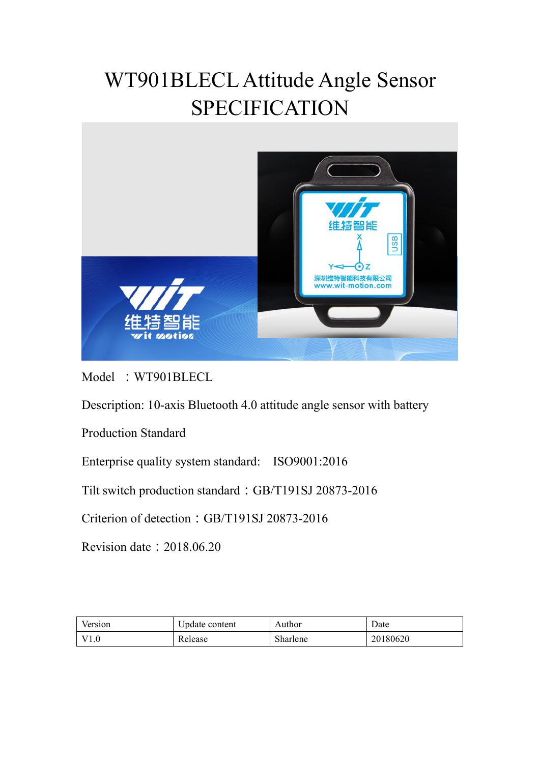# WT901BLECL Attitude Angle Sensor SPECIFICATION

Model ：WT901BLECL

Description: 10-axis Bluetooth 4.0 attitude angle sensor with battery

Production Standard

Enterprise quality system standard: ISO9001:2016

Tilt switch production standard：GB/T191SJ 20873-2016

Criterion of detection：GB/T191SJ 20873-2016

Revision date：2018.06.20

| Version | Update content | Author | Date |
|---|---|---|---|
| V1.0 | Release | Sharlene | 20180620 |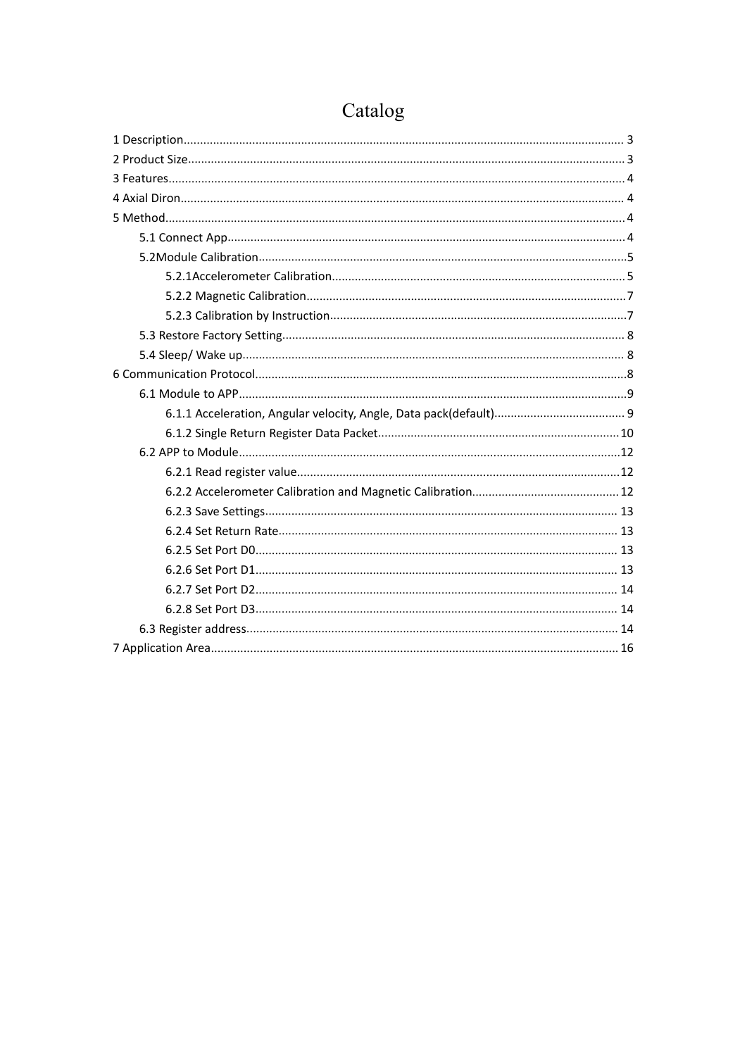# Catalog

1 Description........................................................................................................................ 3
2 Product Size....................................................................................................................... 3
3 Features.............................................................................................................................. 4
4 Axial Diron......................................................................................................................... 4
5 Method................................................................................................................................ 4
    5.1 Connect App.................................................................................................................. 4
    5.2Module Calibration.........................................................................................................5
        5.2.1Accelerometer Calibration.........................................................................................5
        5.2.2 Magnetic Calibration.................................................................................................7
        5.2.3 Calibration by Instruction..........................................................................................7
    5.3 Restore Factory Setting.................................................................................................. 8
    5.4 Sleep/ Wake up.............................................................................................................. 8
6 Communication Protocol.......................................................................................................8
    6.1 Module to APP...............................................................................................................9
        6.1.1 Acceleration, Angular velocity, Angle, Data pack(default)........................................ 9
        6.1.2 Single Return Register Data Packet.........................................................................10
    6.2 APP to Module..............................................................................................................12
        6.2.1 Read register value..................................................................................................12
        6.2.2 Accelerometer Calibration and Magnetic Calibration............................................12
        6.2.3 Save Settings.......................................................................................................... 13
        6.2.4 Set Return Rate...................................................................................................... 13
        6.2.5 Set Port D0............................................................................................................. 13
        6.2.6 Set Port D1............................................................................................................. 13
        6.2.7 Set Port D2............................................................................................................. 14
        6.2.8 Set Port D3............................................................................................................. 14
    6.3 Register address........................................................................................................... 14
7 Application Area.................................................................................................................. 16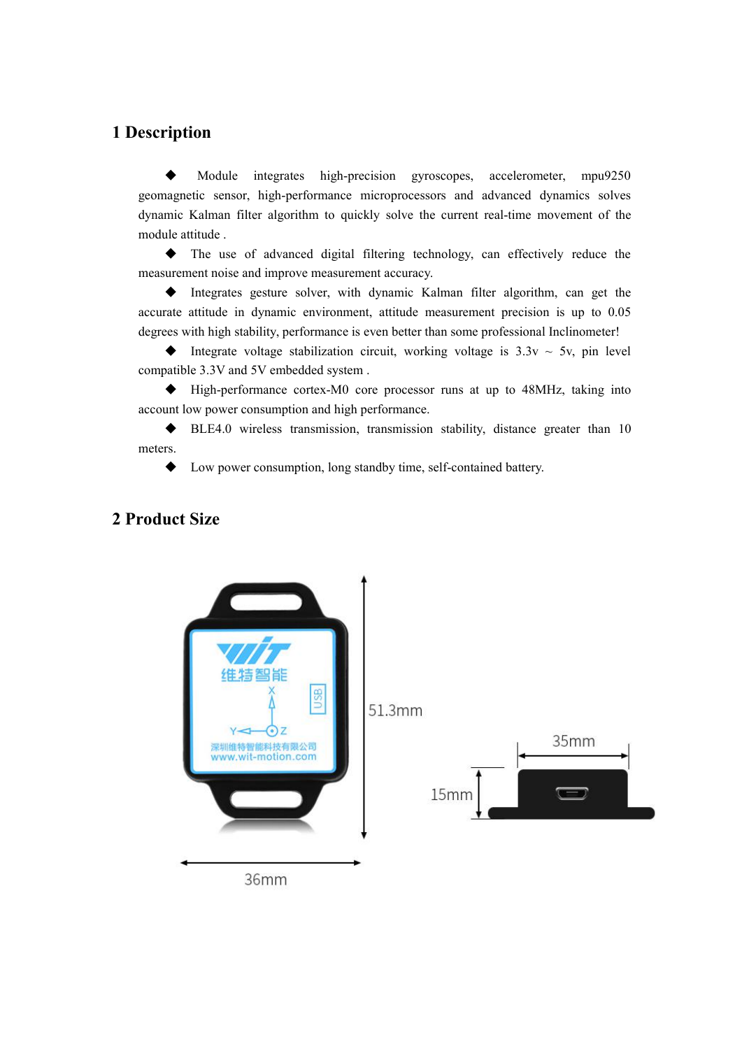## 1 Description

- Module integrates high-precision gyroscopes, accelerometer, mpu9250 geomagnetic sensor, high-performance microprocessors and advanced dynamics solves dynamic Kalman filter algorithm to quickly solve the current real-time movement of the module attitude .
- The use of advanced digital filtering technology, can effectively reduce the measurement noise and improve measurement accuracy.
- Integrates gesture solver, with dynamic Kalman filter algorithm, can get the accurate attitude in dynamic environment, attitude measurement precision is up to 0.05 degrees with high stability, performance is even better than some professional Inclinometer!
- Integrate voltage stabilization circuit, working voltage is 3.3v ~ 5v, pin level compatible 3.3V and 5V embedded system .
- High-performance cortex-M0 core processor runs at up to 48MHz, taking into account low power consumption and high performance.
- BLE4.0 wireless transmission, transmission stability, distance greater than 10 meters.
- Low power consumption, long standby time, self-contained battery.

## 2 Product Size

51.3mm

36mm

35mm

15mm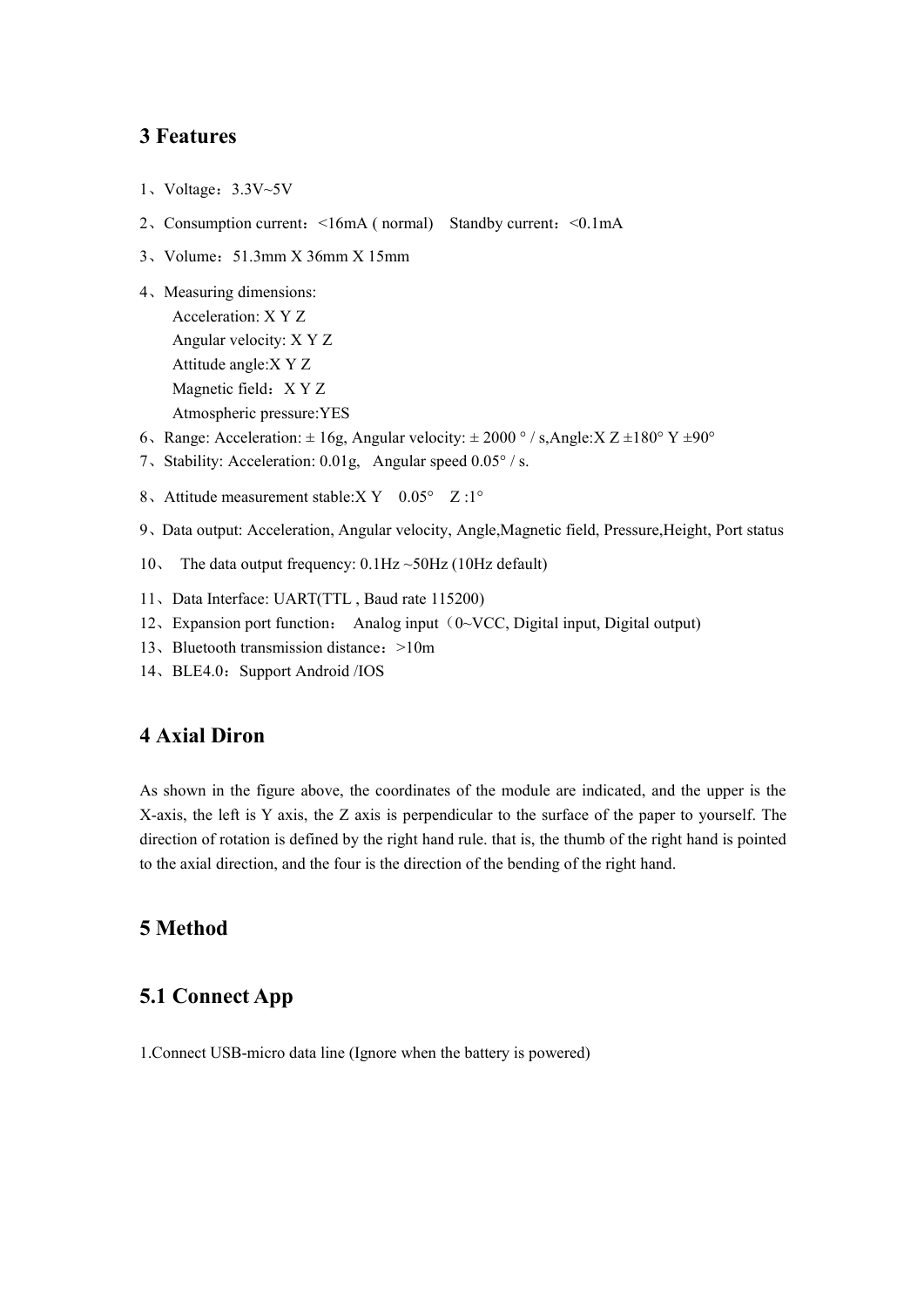## 3 Features

1、Voltage：3.3V~5V

2、Consumption current：<16mA ( normal)　Standby current：<0.1mA

3、Volume：51.3mm X 36mm X 15mm

4、Measuring dimensions:

　Acceleration: X Y Z

　Angular velocity: X Y Z

　Attitude angle:X Y Z

　Magnetic field：X Y Z

　Atmospheric pressure:YES

6、Range: Acceleration: ± 16g, Angular velocity: ± 2000 ° / s,Angle:X Z ±180° Y ±90°

7、Stability: Acceleration: 0.01g,　Angular speed 0.05° / s.

8、Attitude measurement stable:X Y　0.05°　Z :1°

9、Data output: Acceleration, Angular velocity, Angle,Magnetic field, Pressure,Height, Port status

10、　The data output frequency: 0.1Hz ~50Hz (10Hz default)

11、Data Interface: UART(TTL , Baud rate 115200)

12、Expansion port function：　Analog input（0~VCC, Digital input, Digital output)

13、Bluetooth transmission distance：>10m

14、BLE4.0：Support Android /IOS

## 4 Axial Diron

As shown in the figure above, the coordinates of the module are indicated, and the upper is the X-axis, the left is Y axis, the Z axis is perpendicular to the surface of the paper to yourself. The direction of rotation is defined by the right hand rule. that is, the thumb of the right hand is pointed to the axial direction, and the four is the direction of the bending of the right hand.

## 5 Method

### 5.1 Connect App

1.Connect USB-micro data line (Ignore when the battery is powered)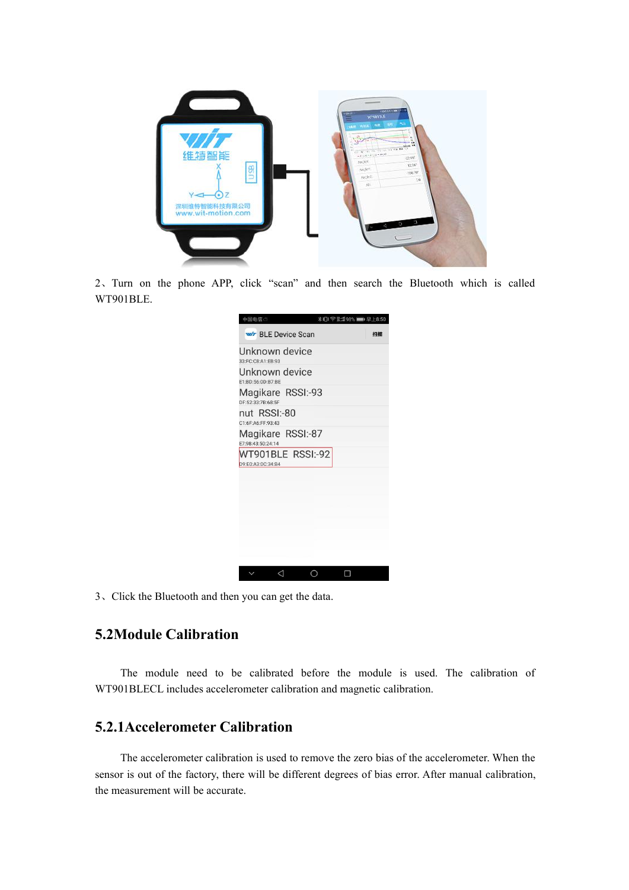2、Turn on the phone APP, click “scan” and then search the Bluetooth which is called WT901BLE.

3、Click the Bluetooth and then you can get the data.

## 5.2Module Calibration

The module need to be calibrated before the module is used. The calibration of WT901BLECL includes accelerometer calibration and magnetic calibration.

### 5.2.1Accelerometer Calibration

The accelerometer calibration is used to remove the zero bias of the accelerometer. When the sensor is out of the factory, there will be different degrees of bias error. After manual calibration, the measurement will be accurate.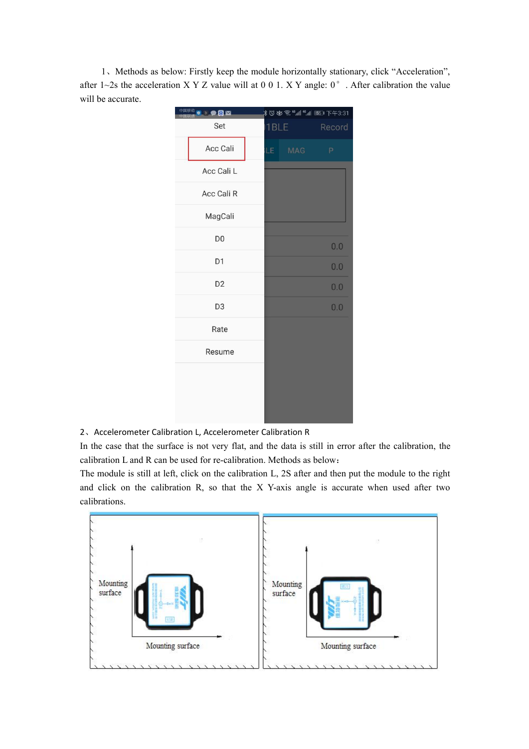1、Methods as below: Firstly keep the module horizontally stationary, click "Acceleration", after 1~2s the acceleration X Y Z value will at 0 0 1. X Y angle: 0° . After calibration the value will be accurate.

2、Accelerometer Calibration L, Accelerometer Calibration R

In the case that the surface is not very flat, and the data is still in error after the calibration, the calibration L and R can be used for re-calibration. Methods as below：

The module is still at left, click on the calibration L, 2S after and then put the module to the right and click on the calibration R, so that the X Y-axis angle is accurate when used after two calibrations.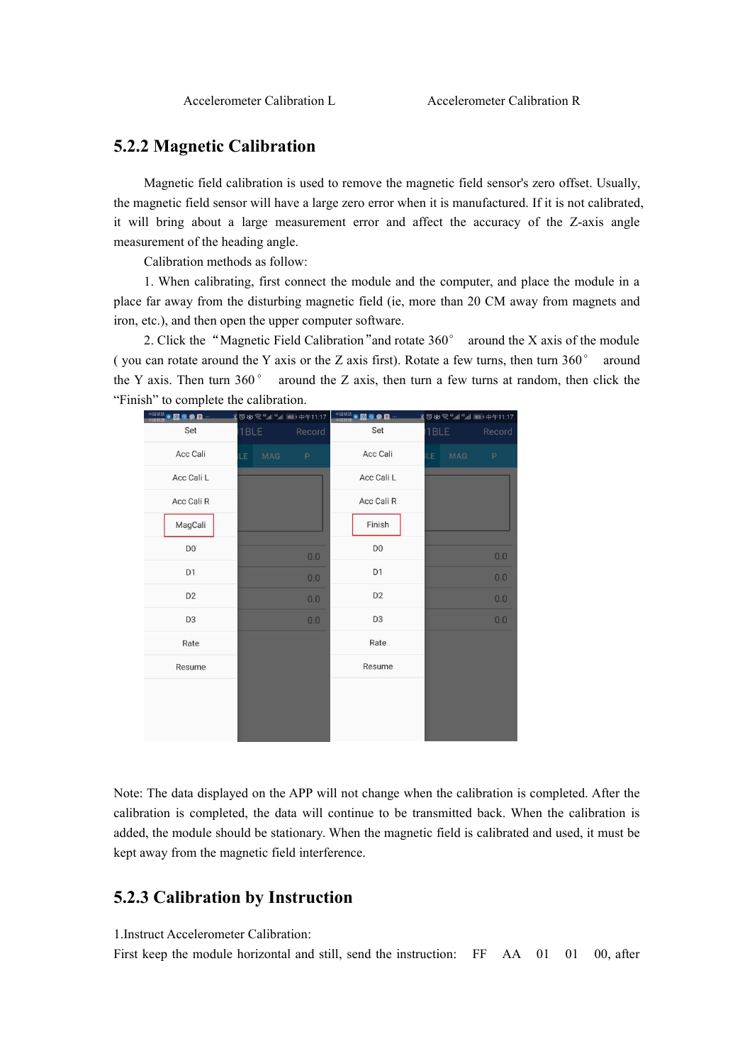Accelerometer Calibration L Accelerometer Calibration R

### 5.2.2 Magnetic Calibration

Magnetic field calibration is used to remove the magnetic field sensor's zero offset. Usually, the magnetic field sensor will have a large zero error when it is manufactured. If it is not calibrated, it will bring about a large measurement error and affect the accuracy of the Z-axis angle measurement of the heading angle.

Calibration methods as follow:

1. When calibrating, first connect the module and the computer, and place the module in a place far away from the disturbing magnetic field (ie, more than 20 CM away from magnets and iron, etc.), and then open the upper computer software.

2. Click the "Magnetic Field Calibration"and rotate 360° around the X axis of the module ( you can rotate around the Y axis or the Z axis first). Rotate a few turns, then turn 360° around the Y axis. Then turn 360° around the Z axis, then turn a few turns at random, then click the "Finish" to complete the calibration.

Note: The data displayed on the APP will not change when the calibration is completed. After the calibration is completed, the data will continue to be transmitted back. When the calibration is added, the module should be stationary. When the magnetic field is calibrated and used, it must be kept away from the magnetic field interference.

### 5.2.3 Calibration by Instruction

1.Instruct Accelerometer Calibration:

First keep the module horizontal and still, send the instruction: FF AA 01 01 00, after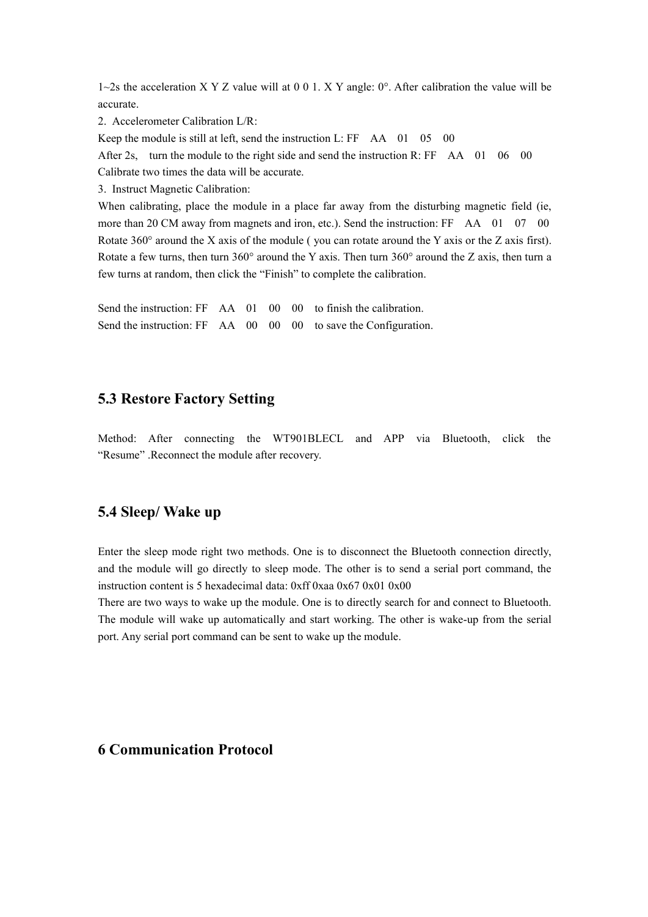1~2s the acceleration X Y Z value will at 0 0 1. X Y angle: 0°. After calibration the value will be accurate.

2. Accelerometer Calibration L/R:

Keep the module is still at left, send the instruction L: FF AA 01 05 00

After 2s, turn the module to the right side and send the instruction R: FF AA 01 06 00

Calibrate two times the data will be accurate.

3. Instruct Magnetic Calibration:

When calibrating, place the module in a place far away from the disturbing magnetic field (ie, more than 20 CM away from magnets and iron, etc.). Send the instruction: FF AA 01 07 00

Rotate 360° around the X axis of the module ( you can rotate around the Y axis or the Z axis first). Rotate a few turns, then turn 360° around the Y axis. Then turn 360° around the Z axis, then turn a few turns at random, then click the "Finish" to complete the calibration.

Send the instruction: FF AA 01 00 00 to finish the calibration.

Send the instruction: FF AA 00 00 00 to save the Configuration.

## 5.3 Restore Factory Setting

Method: After connecting the WT901BLECL and APP via Bluetooth, click the "Resume" .Reconnect the module after recovery.

## 5.4 Sleep/ Wake up

Enter the sleep mode right two methods. One is to disconnect the Bluetooth connection directly, and the module will go directly to sleep mode. The other is to send a serial port command, the instruction content is 5 hexadecimal data: 0xff 0xaa 0x67 0x01 0x00

There are two ways to wake up the module. One is to directly search for and connect to Bluetooth. The module will wake up automatically and start working. The other is wake-up from the serial port. Any serial port command can be sent to wake up the module.

# 6 Communication Protocol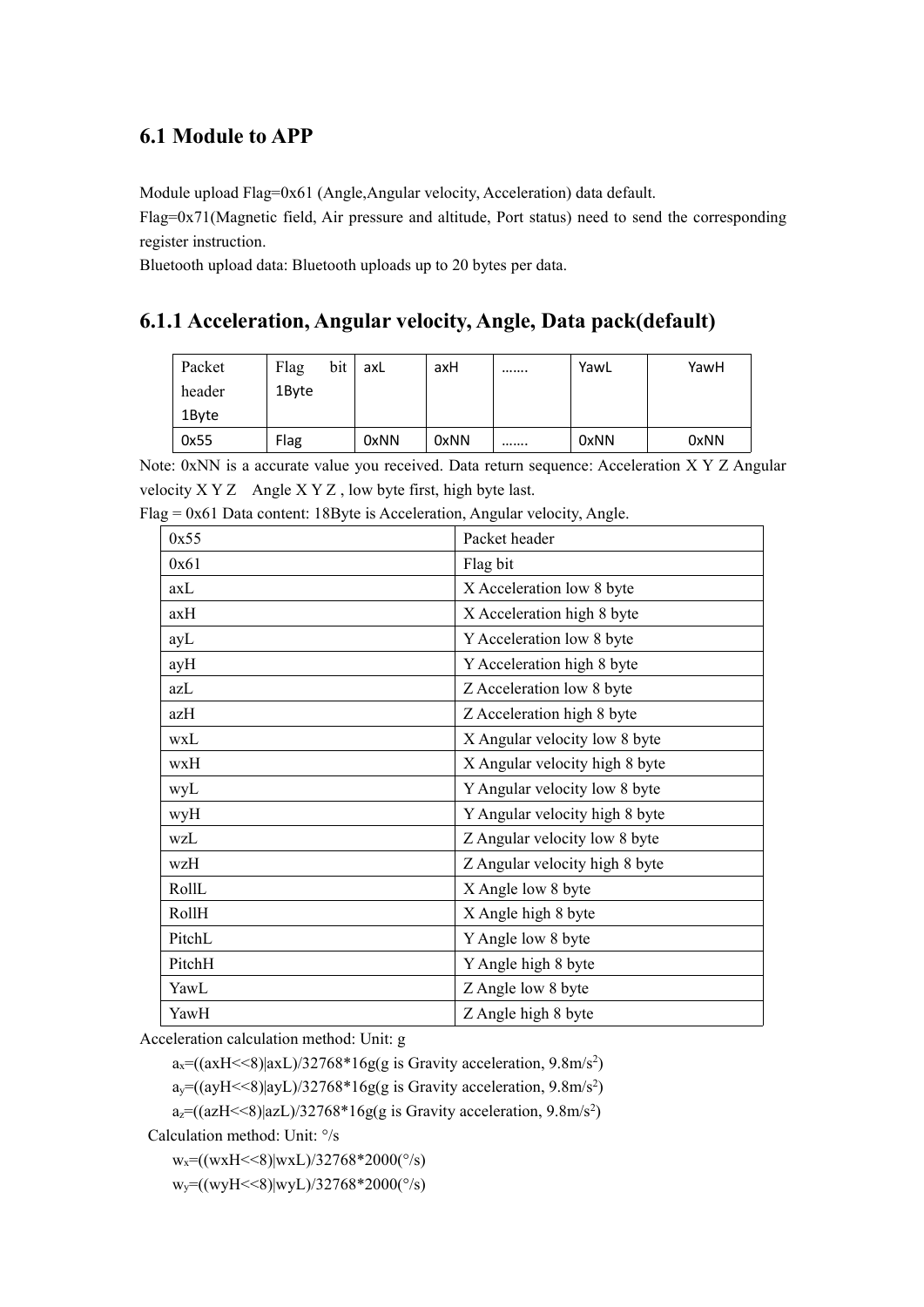## 6.1 Module to APP

Module upload Flag=0x61 (Angle,Angular velocity, Acceleration) data default.

Flag=0x71(Magnetic field, Air pressure and altitude, Port status) need to send the corresponding register instruction.

Bluetooth upload data: Bluetooth uploads up to 20 bytes per data.

### 6.1.1 Acceleration, Angular velocity, Angle, Data pack(default)

| Packet header 1Byte | Flag bit 1Byte | axL | axH | ……. | YawL | YawH |
|---|---|---|---|---|---|---|
| 0x55 | Flag | 0xNN | 0xNN | ……. | 0xNN | 0xNN |

Note: 0xNN is a accurate value you received. Data return sequence: Acceleration X Y Z Angular velocity X Y Z Angle X Y Z , low byte first, high byte last.

Flag = 0x61 Data content: 18Byte is Acceleration, Angular velocity, Angle.

| 0x55 | Packet header |
|---|---|
| 0x61 | Flag bit |
| axL | X Acceleration low 8 byte |
| axH | X Acceleration high 8 byte |
| ayL | Y Acceleration low 8 byte |
| ayH | Y Acceleration high 8 byte |
| azL | Z Acceleration low 8 byte |
| azH | Z Acceleration high 8 byte |
| wxL | X Angular velocity low 8 byte |
| wxH | X Angular velocity high 8 byte |
| wyL | Y Angular velocity low 8 byte |
| wyH | Y Angular velocity high 8 byte |
| wzL | Z Angular velocity low 8 byte |
| wzH | Z Angular velocity high 8 byte |
| RollL | X Angle low 8 byte |
| RollH | X Angle high 8 byte |
| PitchL | Y Angle low 8 byte |
| PitchH | Y Angle high 8 byte |
| YawL | Z Angle low 8 byte |
| YawH | Z Angle high 8 byte |

Acceleration calculation method: Unit: g

$a_x$=((axH<<8)|axL)/32768*16g(g is Gravity acceleration, 9.8m/$s^2$)

$a_y$=((ayH<<8)|ayL)/32768*16g(g is Gravity acceleration, 9.8m/$s^2$)

$a_z$=((azH<<8)|azL)/32768*16g(g is Gravity acceleration, 9.8m/$s^2$)

Calculation method: Unit: °/s

$w_x$=((wxH<<8)|wxL)/32768*2000(°/s)

$w_y$=((wyH<<8)|wyL)/32768*2000(°/s)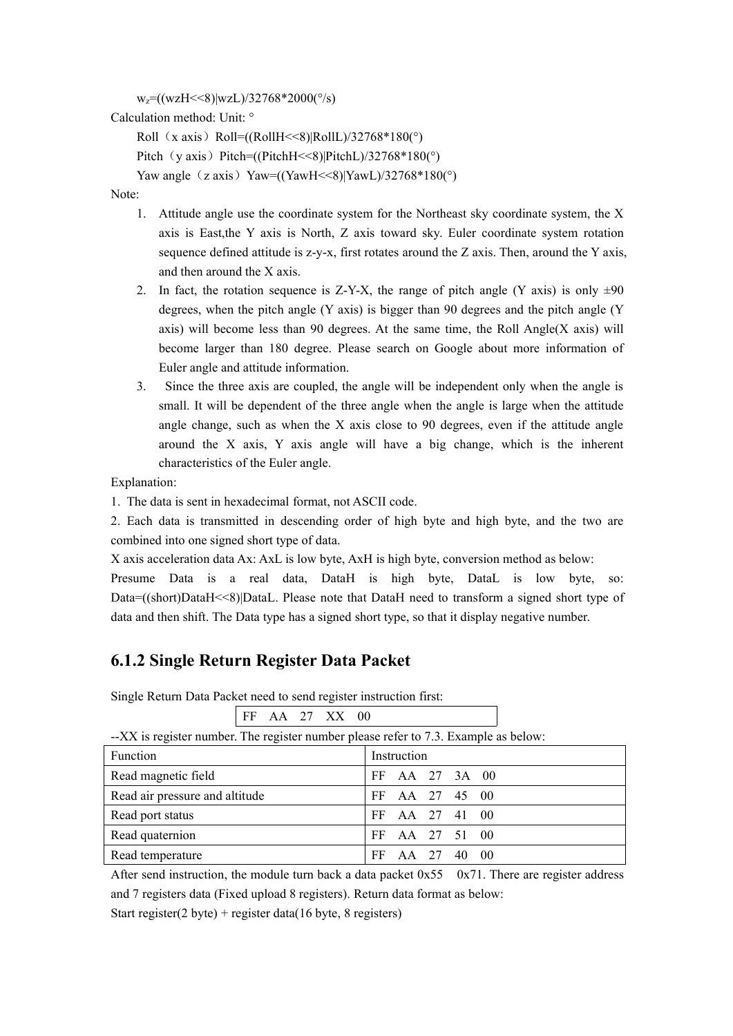$w_z=((wzH<<8)|wzL)/32768*2000(°/s)$

Calculation method: Unit: °

Roll（x axis）$Roll=((RollH<<8)|RollL)/32768*180(°)$

Pitch（y axis）$Pitch=((PitchH<<8)|PitchL)/32768*180(°)$

Yaw angle（z axis）$Yaw=((YawH<<8)|YawL)/32768*180(°)$

Note:

1. Attitude angle use the coordinate system for the Northeast sky coordinate system, the X axis is East,the Y axis is North, Z axis toward sky. Euler coordinate system rotation sequence defined attitude is z-y-x, first rotates around the Z axis. Then, around the Y axis, and then around the X axis.
2. In fact, the rotation sequence is Z-Y-X, the range of pitch angle (Y axis) is only ±90 degrees, when the pitch angle (Y axis) is bigger than 90 degrees and the pitch angle (Y axis) will become less than 90 degrees. At the same time, the Roll Angle(X axis) will become larger than 180 degree. Please search on Google about more information of Euler angle and attitude information.
3. Since the three axis are coupled, the angle will be independent only when the angle is small. It will be dependent of the three angle when the angle is large when the attitude angle change, such as when the X axis close to 90 degrees, even if the attitude angle around the X axis, Y axis angle will have a big change, which is the inherent characteristics of the Euler angle.

Explanation:

1. The data is sent in hexadecimal format, not ASCII code.
2. Each data is transmitted in descending order of high byte and high byte, and the two are combined into one signed short type of data.

X axis acceleration data Ax: AxL is low byte, AxH is high byte, conversion method as below:

Presume Data is a real data, DataH is high byte, DataL is low byte, so: Data=((short)DataH<<8)|DataL. Please note that DataH need to transform a signed short type of data and then shift. The Data type has a signed short type, so that it display negative number.

## 6.1.2 Single Return Register Data Packet

Single Return Data Packet need to send register instruction first:

| FF AA 27 XX 00 |
|---|

--XX is register number. The register number please refer to 7.3. Example as below:

| Function | Instruction |
|---|---|
| Read magnetic field | FF AA 27 3A 00 |
| Read air pressure and altitude | FF AA 27 45 00 |
| Read port status | FF AA 27 41 00 |
| Read quaternion | FF AA 27 51 00 |
| Read temperature | FF AA 27 40 00 |

After send instruction, the module turn back a data packet 0x55 0x71. There are register address and 7 registers data (Fixed upload 8 registers). Return data format as below:

Start register(2 byte) + register data(16 byte, 8 registers)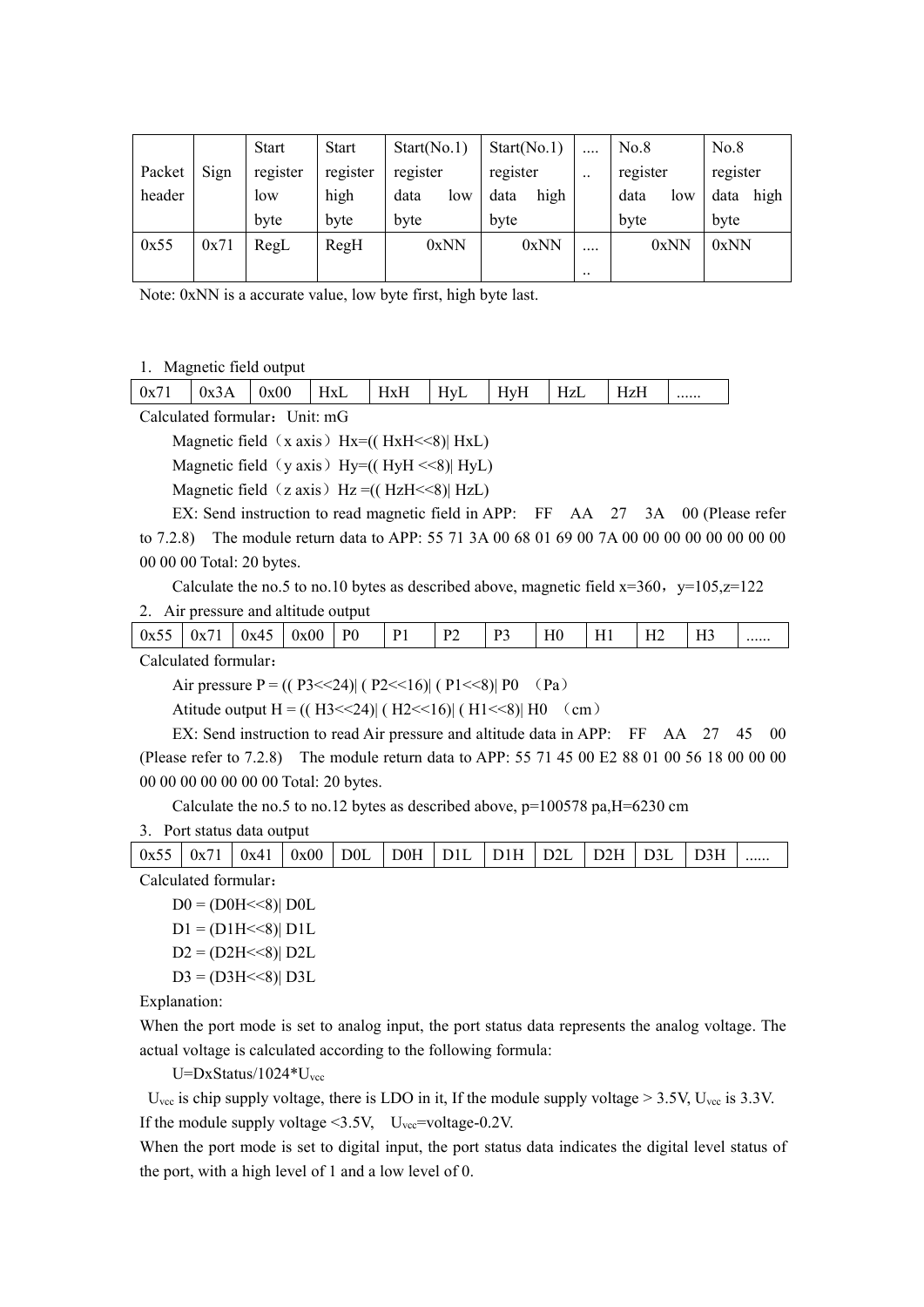| Packet header | Sign | Start register low byte | Start register high byte | Start(No.1) register data low byte | Start(No.1) register data high byte | ...... | No.8 register data low byte | No.8 register data high byte |
|---|---|---|---|---|---|---|---|---|
| 0x55 | 0x71 | RegL | RegH | 0xNN | 0xNN | ...... | 0xNN | 0xNN |

Note: 0xNN is a accurate value, low byte first, high byte last.

1. Magnetic field output

| 0x71 | 0x3A | 0x00 | HxL | HxH | HyL | HyH | HzL | HzH | ...... |
|---|---|---|---|---|---|---|---|---|---|

Calculated formular：Unit: mG

Magnetic field（x axis）Hx=(( HxH<<8)| HxL)

Magnetic field（y axis）Hy=(( HyH <<8)| HyL)

Magnetic field（z axis）Hz =(( HzH<<8)| HzL)

EX: Send instruction to read magnetic field in APP: FF AA 27 3A 00 (Please refer to 7.2.8) The module return data to APP: 55 71 3A 00 68 01 69 00 7A 00 00 00 00 00 00 00 00 00 00 00 Total: 20 bytes.

Calculate the no.5 to no.10 bytes as described above, magnetic field x=360，y=105,z=122

2. Air pressure and altitude output

| 0x55 | 0x71 | 0x45 | 0x00 | P0 | P1 | P2 | P3 | H0 | H1 | H2 | H3 | ...... |
|---|---|---|---|---|---|---|---|---|---|---|---|---|

Calculated formular：

Air pressure P = (( P3<<24)| ( P2<<16)| ( P1<<8)| P0 （Pa）

Atitude output H = (( H3<<24)| ( H2<<16)| ( H1<<8)| H0 （cm）

EX: Send instruction to read Air pressure and altitude data in APP: FF AA 27 45 00 (Please refer to 7.2.8) The module return data to APP: 55 71 45 00 E2 88 01 00 56 18 00 00 00 00 00 00 00 00 00 00 Total: 20 bytes.

Calculate the no.5 to no.12 bytes as described above, p=100578 pa,H=6230 cm

3. Port status data output

| 0x55 | 0x71 | 0x41 | 0x00 | D0L | D0H | D1L | D1H | D2L | D2H | D3L | D3H | ...... |
|---|---|---|---|---|---|---|---|---|---|---|---|---|

Calculated formular：

D0 = (D0H<<8)| D0L

D1 = (D1H<<8)| D1L

D2 = (D2H<<8)| D2L

D3 = (D3H<<8)| D3L

Explanation:

When the port mode is set to analog input, the port status data represents the analog voltage. The actual voltage is calculated according to the following formula:

$U=DxStatus/1024*U_{vcc}$

$U_{vcc}$ is chip supply voltage, there is LDO in it, If the module supply voltage > 3.5V, $U_{vcc}$ is 3.3V. If the module supply voltage <3.5V, $U_{vcc}$=voltage-0.2V.

When the port mode is set to digital input, the port status data indicates the digital level status of the port, with a high level of 1 and a low level of 0.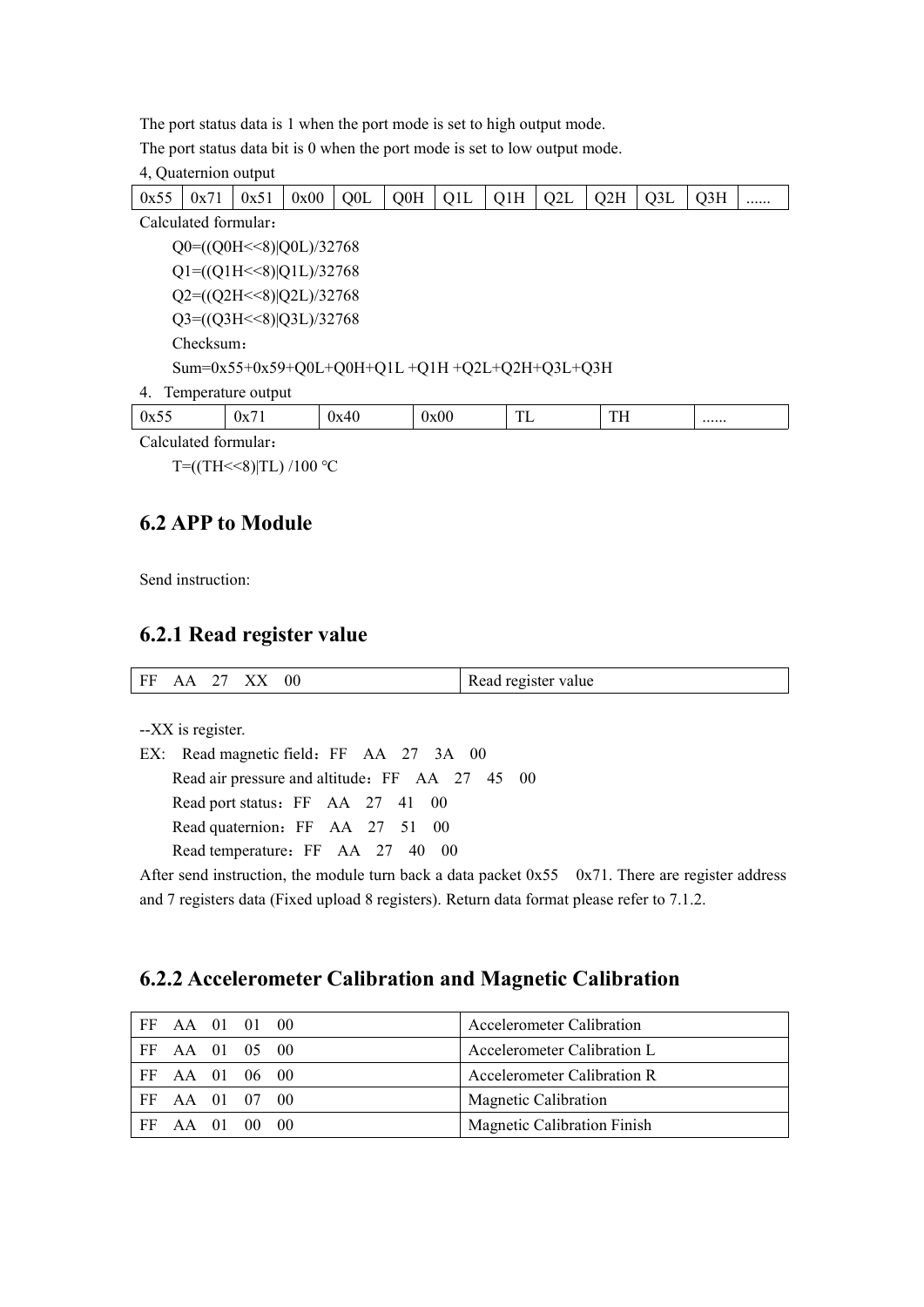The port status data is 1 when the port mode is set to high output mode.

The port status data bit is 0 when the port mode is set to low output mode.

4, Quaternion output

| 0x55 | 0x71 | 0x51 | 0x00 | Q0L | Q0H | Q1L | Q1H | Q2L | Q2H | Q3L | Q3H | ...... |
|---|---|---|---|---|---|---|---|---|---|---|---|---|

Calculated formular：

Q0=((Q0H<<8)|Q0L)/32768

Q1=((Q1H<<8)|Q1L)/32768

Q2=((Q2H<<8)|Q2L)/32768

Q3=((Q3H<<8)|Q3L)/32768

Checksum：

Sum=0x55+0x59+Q0L+Q0H+Q1L +Q1H +Q2L+Q2H+Q3L+Q3H

4. Temperature output

| 0x55 | 0x71 | 0x40 | 0x00 | TL | TH | ...... |
|---|---|---|---|---|---|---|

Calculated formular：

T=((TH<<8)|TL) /100 ℃

## 6.2 APP to Module

Send instruction:

### 6.2.1 Read register value

| FF AA 27 XX 00 | Read register value |
|---|---|

--XX is register.

EX: Read magnetic field：FF AA 27 3A 00

Read air pressure and altitude：FF AA 27 45 00

Read port status：FF AA 27 41 00

Read quaternion：FF AA 27 51 00

Read temperature：FF AA 27 40 00

After send instruction, the module turn back a data packet 0x55 0x71. There are register address and 7 registers data (Fixed upload 8 registers). Return data format please refer to 7.1.2.

### 6.2.2 Accelerometer Calibration and Magnetic Calibration

| FF AA 01 01 00 | Accelerometer Calibration |
|---|---|
| FF AA 01 05 00 | Accelerometer Calibration L |
| FF AA 01 06 00 | Accelerometer Calibration R |
| FF AA 01 07 00 | Magnetic Calibration |
| FF AA 01 00 00 | Magnetic Calibration Finish |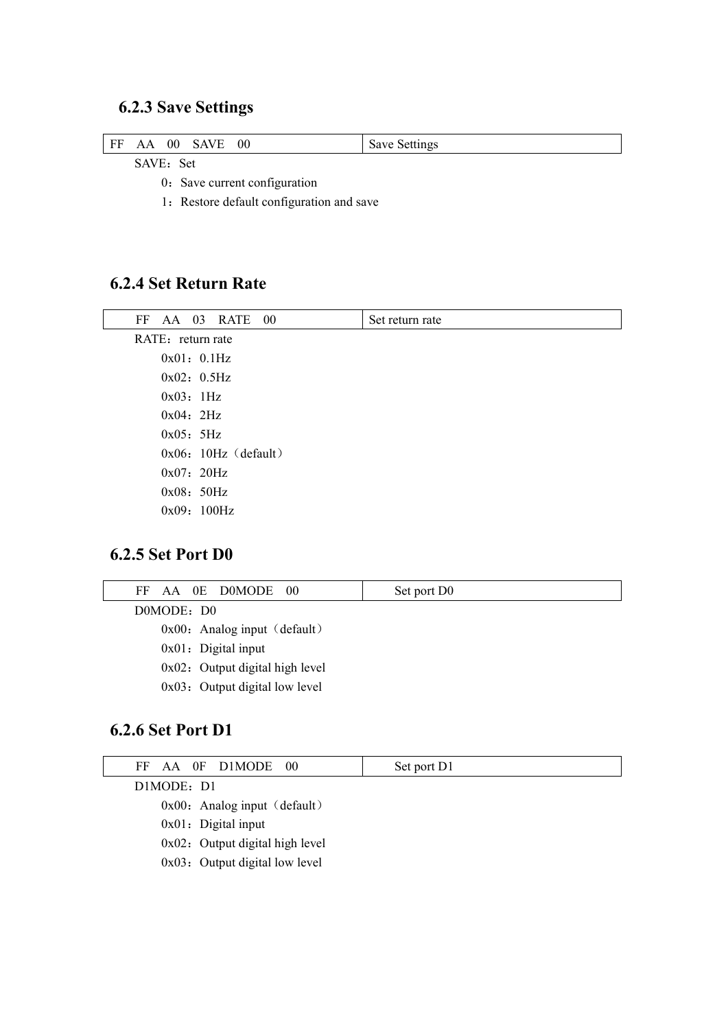### 6.2.3 Save Settings

| FF AA 00 SAVE 00 | Save Settings |
|---|---|

SAVE：Set

0：Save current configuration

1：Restore default configuration and save

### 6.2.4 Set Return Rate

| FF AA 03 RATE 00 | Set return rate |
|---|---|

RATE：return rate

0x01：0.1Hz

0x02：0.5Hz

0x03：1Hz

0x04：2Hz

0x05：5Hz

0x06：10Hz（default）

0x07：20Hz

0x08：50Hz

0x09：100Hz

### 6.2.5 Set Port D0

| FF AA 0E D0MODE 00 | Set port D0 |
|---|---|

D0MODE：D0

0x00：Analog input（default）

0x01：Digital input

0x02：Output digital high level

0x03：Output digital low level

### 6.2.6 Set Port D1

| FF AA 0F D1MODE 00 | Set port D1 |
|---|---|

D1MODE：D1

0x00：Analog input（default）

0x01：Digital input

0x02：Output digital high level

0x03：Output digital low level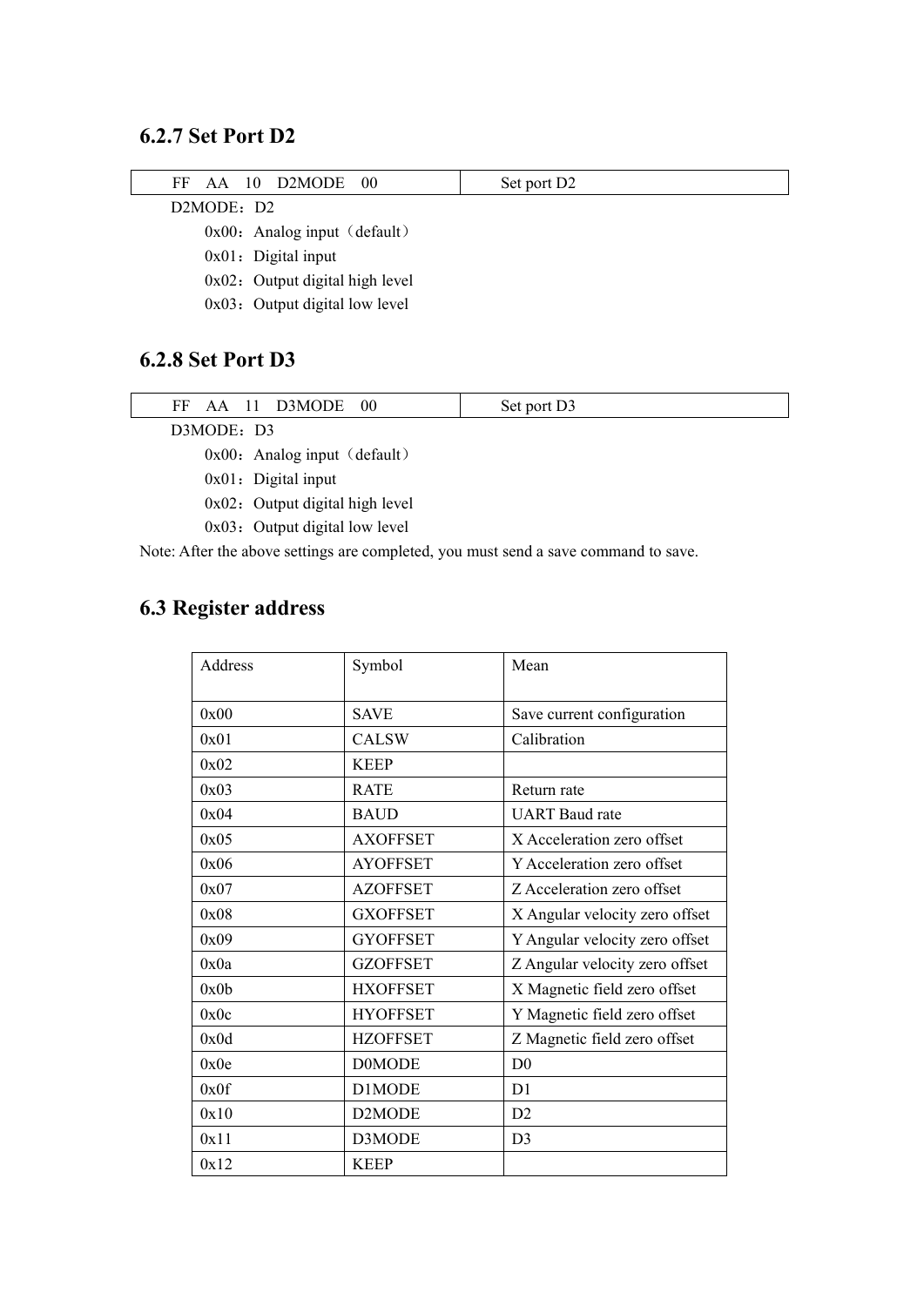### 6.2.7 Set Port D2

| FF AA 10 D2MODE 00 | Set port D2 |
|---|---|

D2MODE：D2

0x00：Analog input（default）

0x01：Digital input

0x02：Output digital high level

0x03：Output digital low level

### 6.2.8 Set Port D3

| FF AA 11 D3MODE 00 | Set port D3 |
|---|---|

D3MODE：D3

0x00：Analog input（default）

0x01：Digital input

0x02：Output digital high level

0x03：Output digital low level

Note: After the above settings are completed, you must send a save command to save.

## 6.3 Register address

| Address | Symbol | Mean |
|---|---|---|
| 0x00 | SAVE | Save current configuration |
| 0x01 | CALSW | Calibration |
| 0x02 | KEEP | |
| 0x03 | RATE | Return rate |
| 0x04 | BAUD | UART Baud rate |
| 0x05 | AXOFFSET | X Acceleration zero offset |
| 0x06 | AYOFFSET | Y Acceleration zero offset |
| 0x07 | AZOFFSET | Z Acceleration zero offset |
| 0x08 | GXOFFSET | X Angular velocity zero offset |
| 0x09 | GYOFFSET | Y Angular velocity zero offset |
| 0x0a | GZOFFSET | Z Angular velocity zero offset |
| 0x0b | HXOFFSET | X Magnetic field zero offset |
| 0x0c | HYOFFSET | Y Magnetic field zero offset |
| 0x0d | HZOFFSET | Z Magnetic field zero offset |
| 0x0e | D0MODE | D0 |
| 0x0f | D1MODE | D1 |
| 0x10 | D2MODE | D2 |
| 0x11 | D3MODE | D3 |
| 0x12 | KEEP | |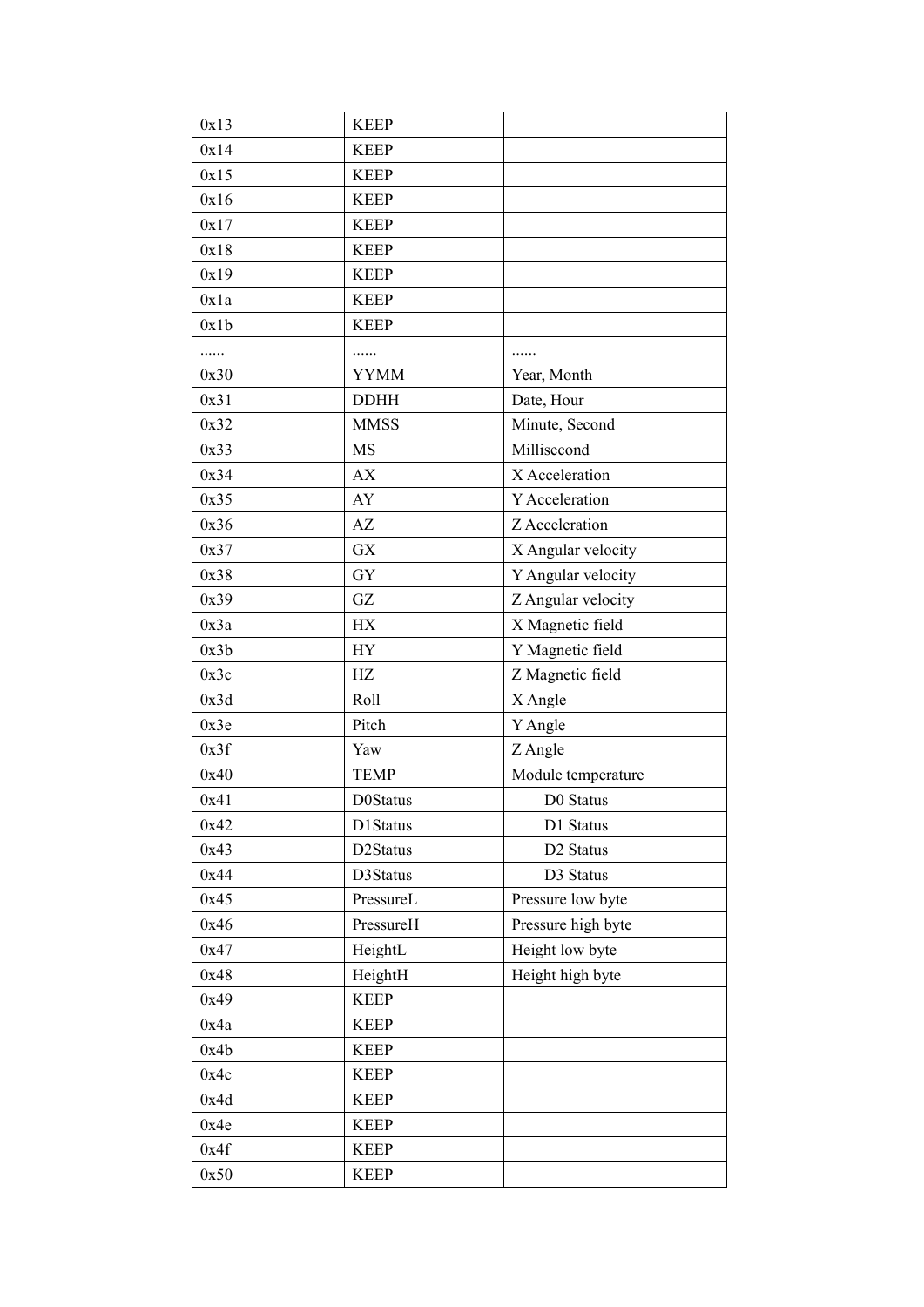| 0x13 | KEEP | |
|---|---|---|
| 0x14 | KEEP | |
| 0x15 | KEEP | |
| 0x16 | KEEP | |
| 0x17 | KEEP | |
| 0x18 | KEEP | |
| 0x19 | KEEP | |
| 0x1a | KEEP | |
| 0x1b | KEEP | |
| ...... | ...... | ...... |
| 0x30 | YYMM | Year, Month |
| 0x31 | DDHH | Date, Hour |
| 0x32 | MMSS | Minute, Second |
| 0x33 | MS | Millisecond |
| 0x34 | AX | X Acceleration |
| 0x35 | AY | Y Acceleration |
| 0x36 | AZ | Z Acceleration |
| 0x37 | GX | X Angular velocity |
| 0x38 | GY | Y Angular velocity |
| 0x39 | GZ | Z Angular velocity |
| 0x3a | HX | X Magnetic field |
| 0x3b | HY | Y Magnetic field |
| 0x3c | HZ | Z Magnetic field |
| 0x3d | Roll | X Angle |
| 0x3e | Pitch | Y Angle |
| 0x3f | Yaw | Z Angle |
| 0x40 | TEMP | Module temperature |
| 0x41 | D0Status | D0 Status |
| 0x42 | D1Status | D1 Status |
| 0x43 | D2Status | D2 Status |
| 0x44 | D3Status | D3 Status |
| 0x45 | PressureL | Pressure low byte |
| 0x46 | PressureH | Pressure high byte |
| 0x47 | HeightL | Height low byte |
| 0x48 | HeightH | Height high byte |
| 0x49 | KEEP | |
| 0x4a | KEEP | |
| 0x4b | KEEP | |
| 0x4c | KEEP | |
| 0x4d | KEEP | |
| 0x4e | KEEP | |
| 0x4f | KEEP | |
| 0x50 | KEEP | |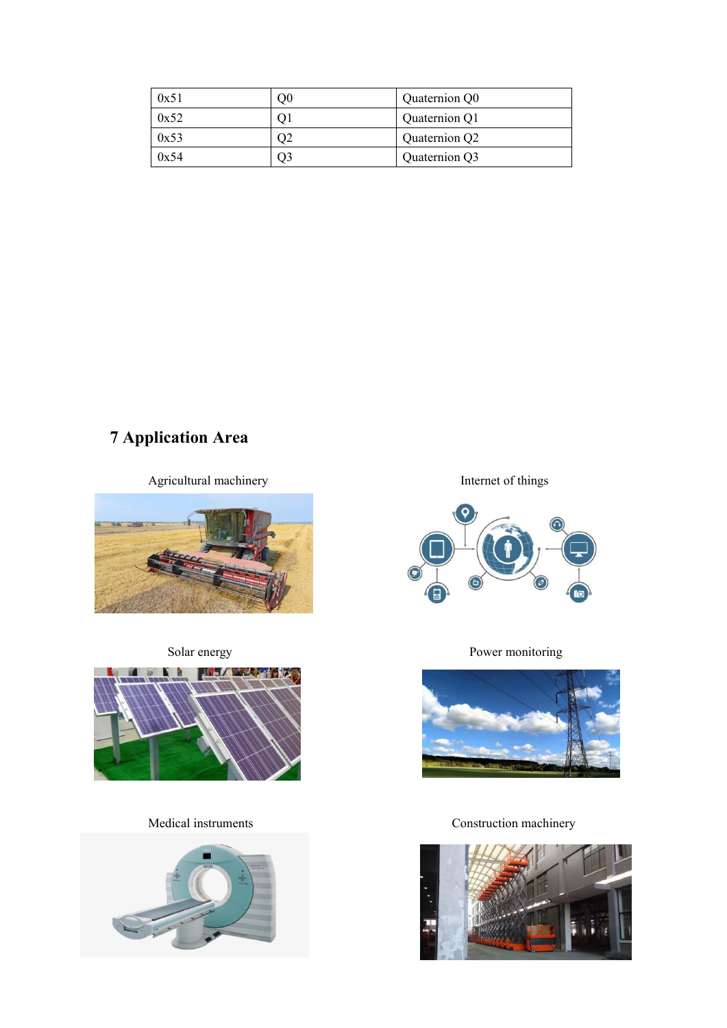| 0x51 | Q0 | Quaternion Q0 |
|---|---|---|
| 0x52 | Q1 | Quaternion Q1 |
| 0x53 | Q2 | Quaternion Q2 |
| 0x54 | Q3 | Quaternion Q3 |

## 7 Application Area

Agricultural machinery

Internet of things

Solar energy

Power monitoring

Medical instruments

Construction machinery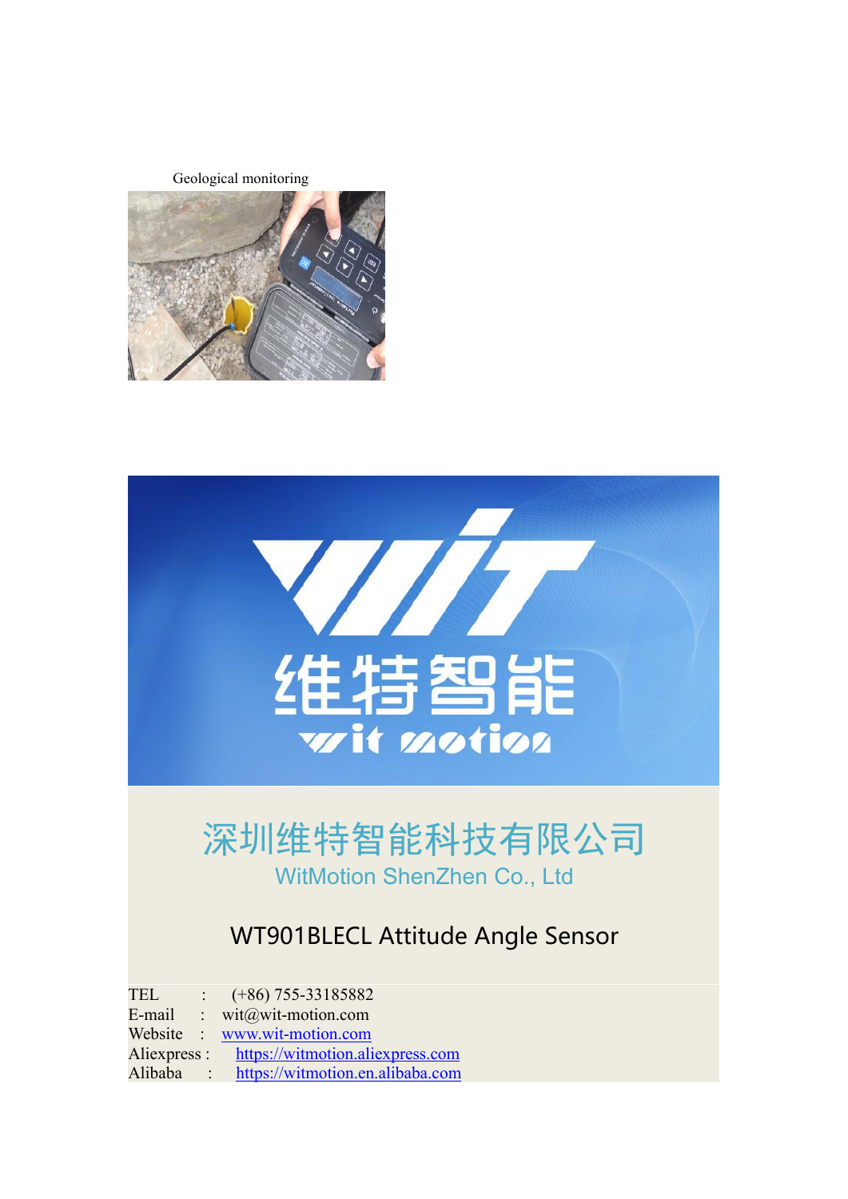Geological monitoring

深圳维特智能科技有限公司

WitMotion ShenZhen Co., Ltd

WT901BLECL Attitude Angle Sensor

TEL : (+86) 755-33185882

E-mail : wit@wit-motion.com

Website : www.wit-motion.com

Aliexpress : https://witmotion.aliexpress.com

Alibaba : https://witmotion.en.alibaba.com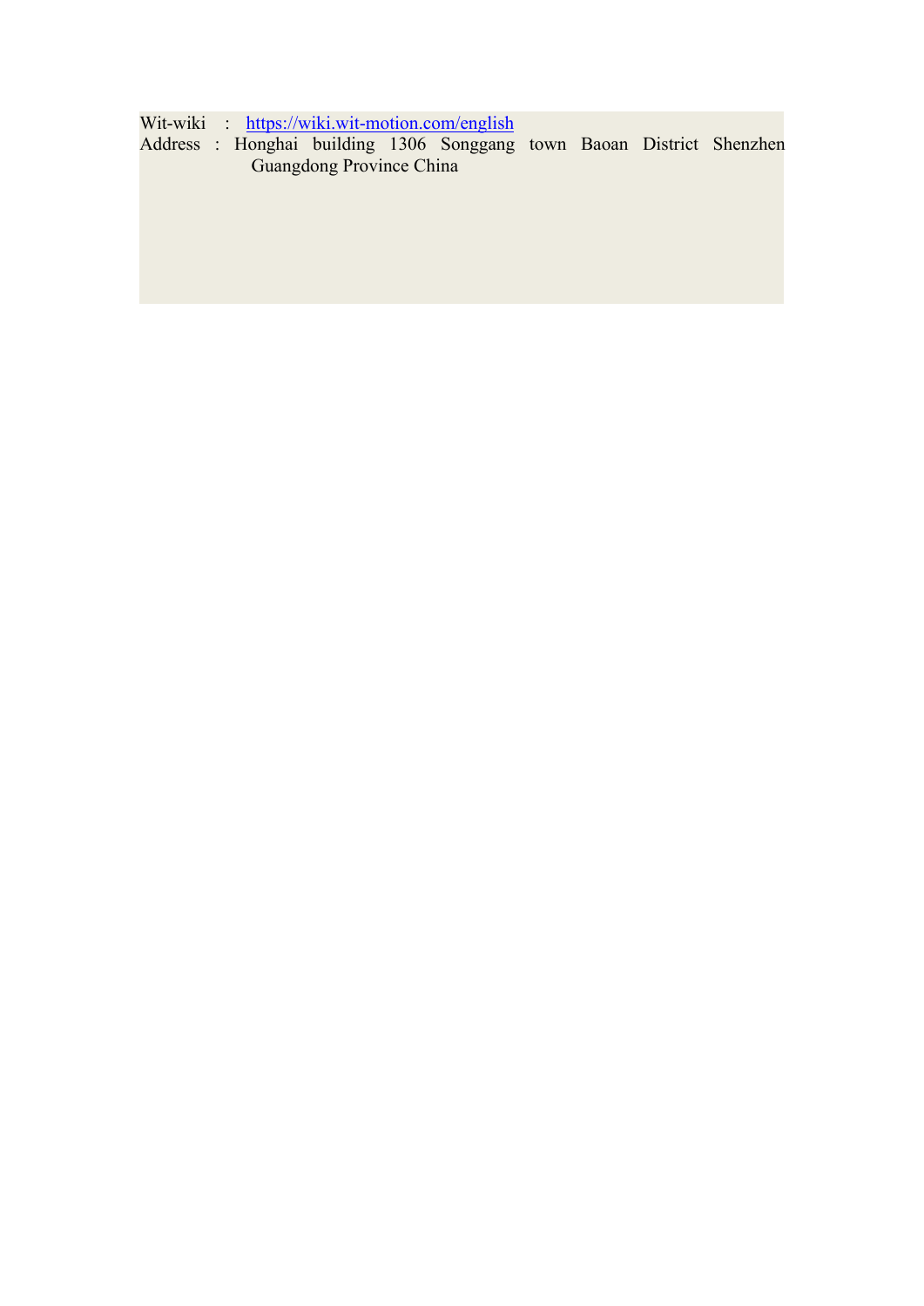Wit-wiki : [https://wiki.wit-motion.com/english](https://wiki.wit-motion.com/english)

Address : Honghai building 1306 Songgang town Baoan District Shenzhen Guangdong Province China